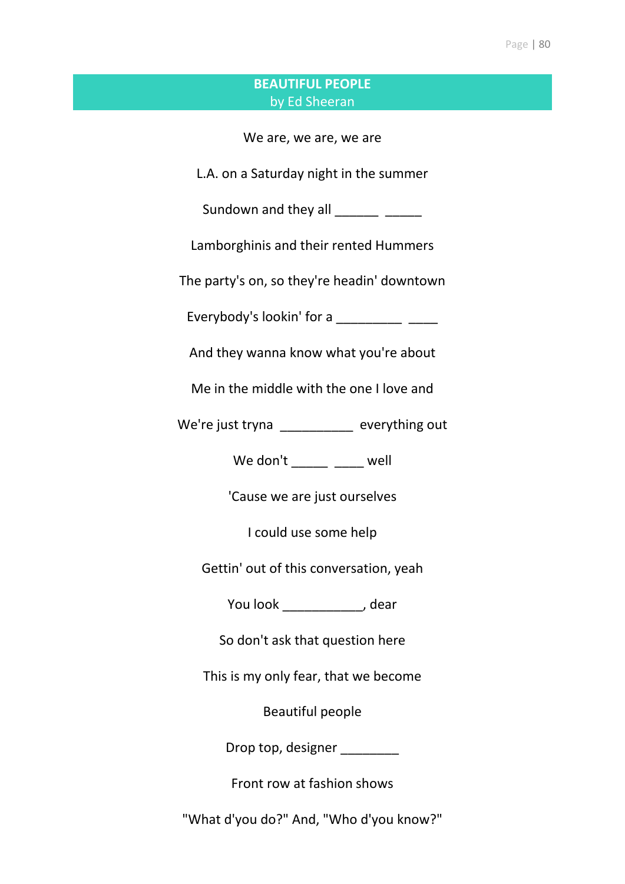# BEAUTIFUL PEOPLE
## by Ed Sheeran

We are, we are, we are

L.A. on a Saturday night in the summer

Sundown and they all ______ _____

Lamborghinis and their rented Hummers

The party's on, so they're headin' downtown

Everybody's lookin' for a _________ ____

And they wanna know what you're about

Me in the middle with the one I love and

We're just tryna __________ everything out

We don't _____ ____ well

'Cause we are just ourselves

I could use some help

Gettin' out of this conversation, yeah

You look ___________, dear

So don't ask that question here

This is my only fear, that we become

Beautiful people

Drop top, designer ________

Front row at fashion shows

"What d'you do?" And, "Who d'you know?"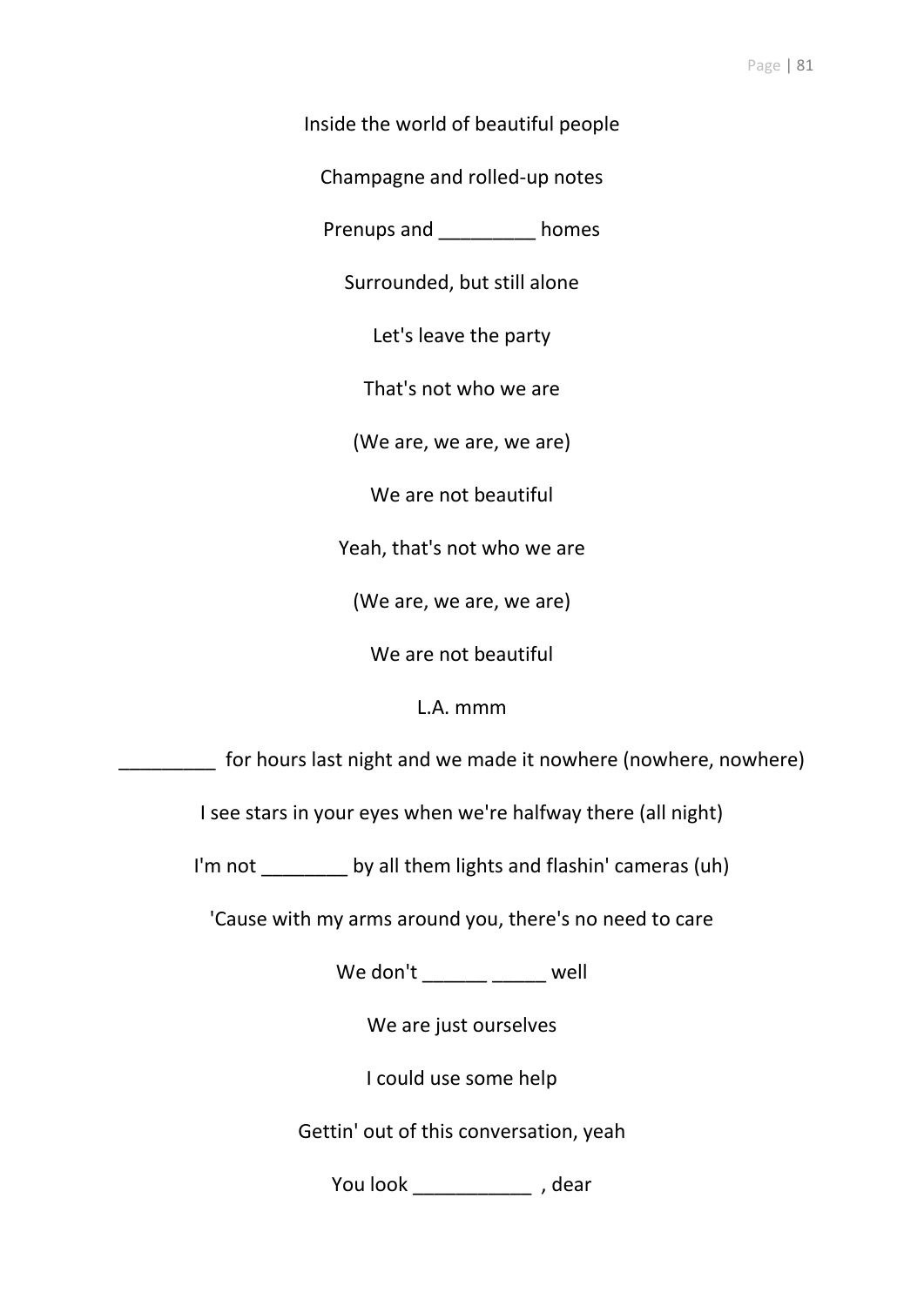Inside the world of beautiful people

Champagne and rolled-up notes

Prenups and _________ homes

Surrounded, but still alone

Let's leave the party

That's not who we are

(We are, we are, we are)

We are not beautiful

Yeah, that's not who we are

(We are, we are, we are)

We are not beautiful

L.A. mmm

_________ for hours last night and we made it nowhere (nowhere, nowhere)

I see stars in your eyes when we're halfway there (all night)

I'm not ________ by all them lights and flashin' cameras (uh)

'Cause with my arms around you, there's no need to care

We don't ______ _____ well

We are just ourselves

I could use some help

Gettin' out of this conversation, yeah

You look ___________ , dear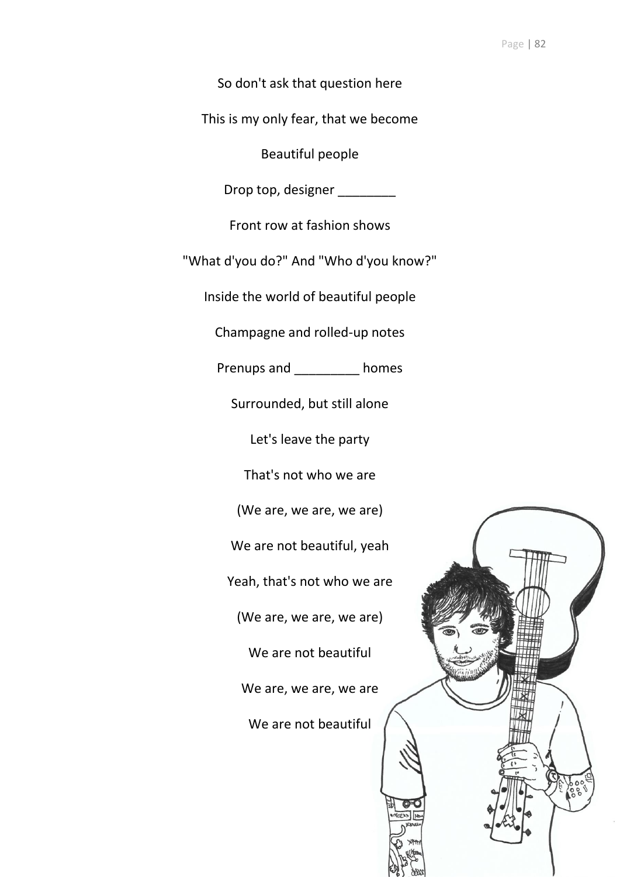So don't ask that question here

This is my only fear, that we become

Beautiful people

Drop top, designer ________

Front row at fashion shows

"What d'you do?" And "Who d'you know?"

Inside the world of beautiful people

Champagne and rolled-up notes

Prenups and _________ homes

Surrounded, but still alone

Let's leave the party

That's not who we are

(We are, we are, we are)

We are not beautiful, yeah

Yeah, that's not who we are

(We are, we are, we are)

We are not beautiful

We are, we are, we are

We are not beautiful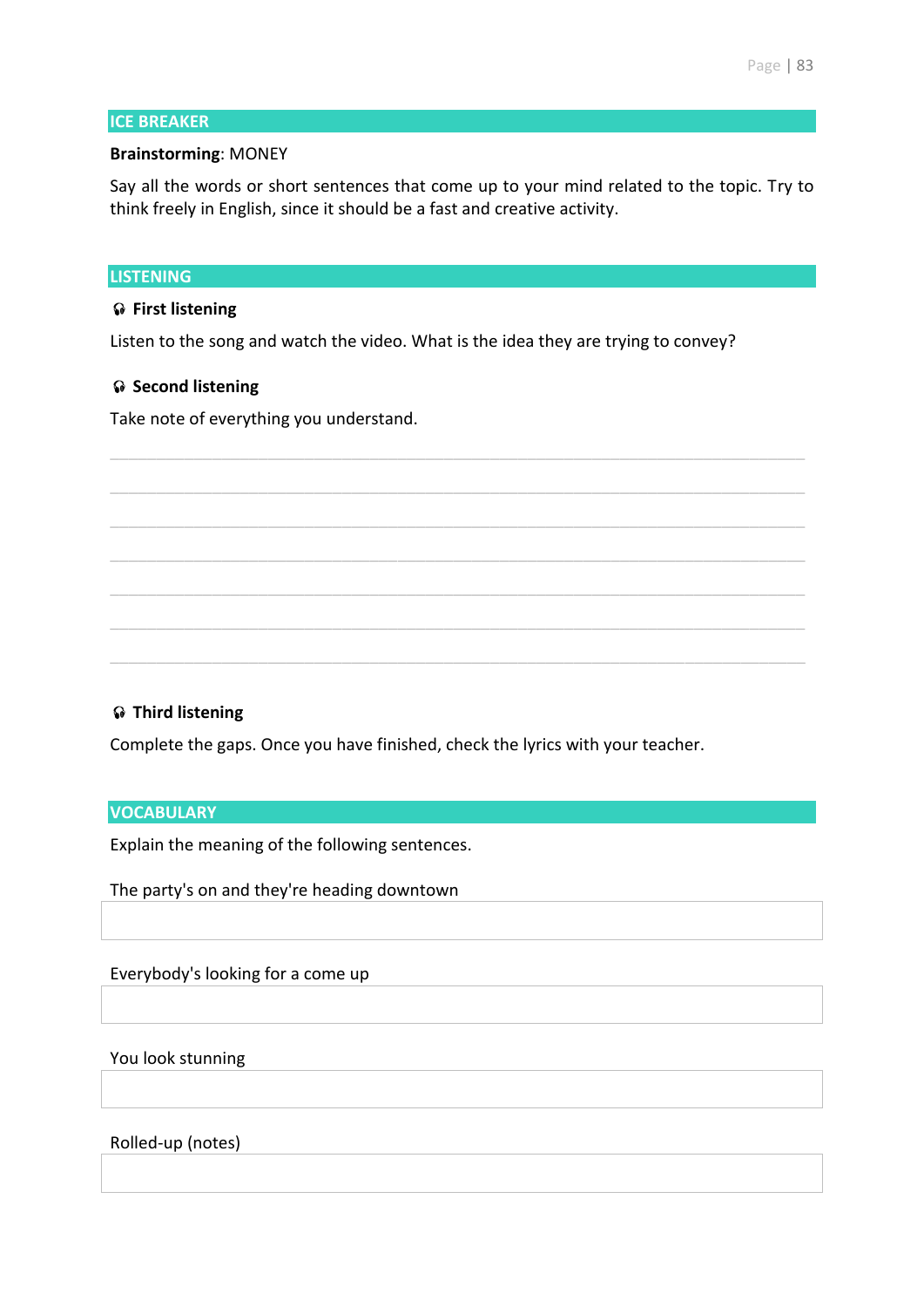## ICE BREAKER

**Brainstorming**: MONEY

Say all the words or short sentences that come up to your mind related to the topic. Try to think freely in English, since it should be a fast and creative activity.

## LISTENING

### 🎧 First listening

Listen to the song and watch the video. What is the idea they are trying to convey?

### 🎧 Second listening

Take note of everything you understand.

_______________________________________________________________________________

_______________________________________________________________________________

_______________________________________________________________________________

_______________________________________________________________________________

_______________________________________________________________________________

_______________________________________________________________________________

_______________________________________________________________________________

### 🎧 Third listening

Complete the gaps. Once you have finished, check the lyrics with your teacher.

## VOCABULARY

Explain the meaning of the following sentences.

The party's on and they're heading downtown

| |
|---|
| |

Everybody's looking for a come up

| |
|---|
| |

You look stunning

| |
|---|
| |

Rolled-up (notes)

| |
|---|
| |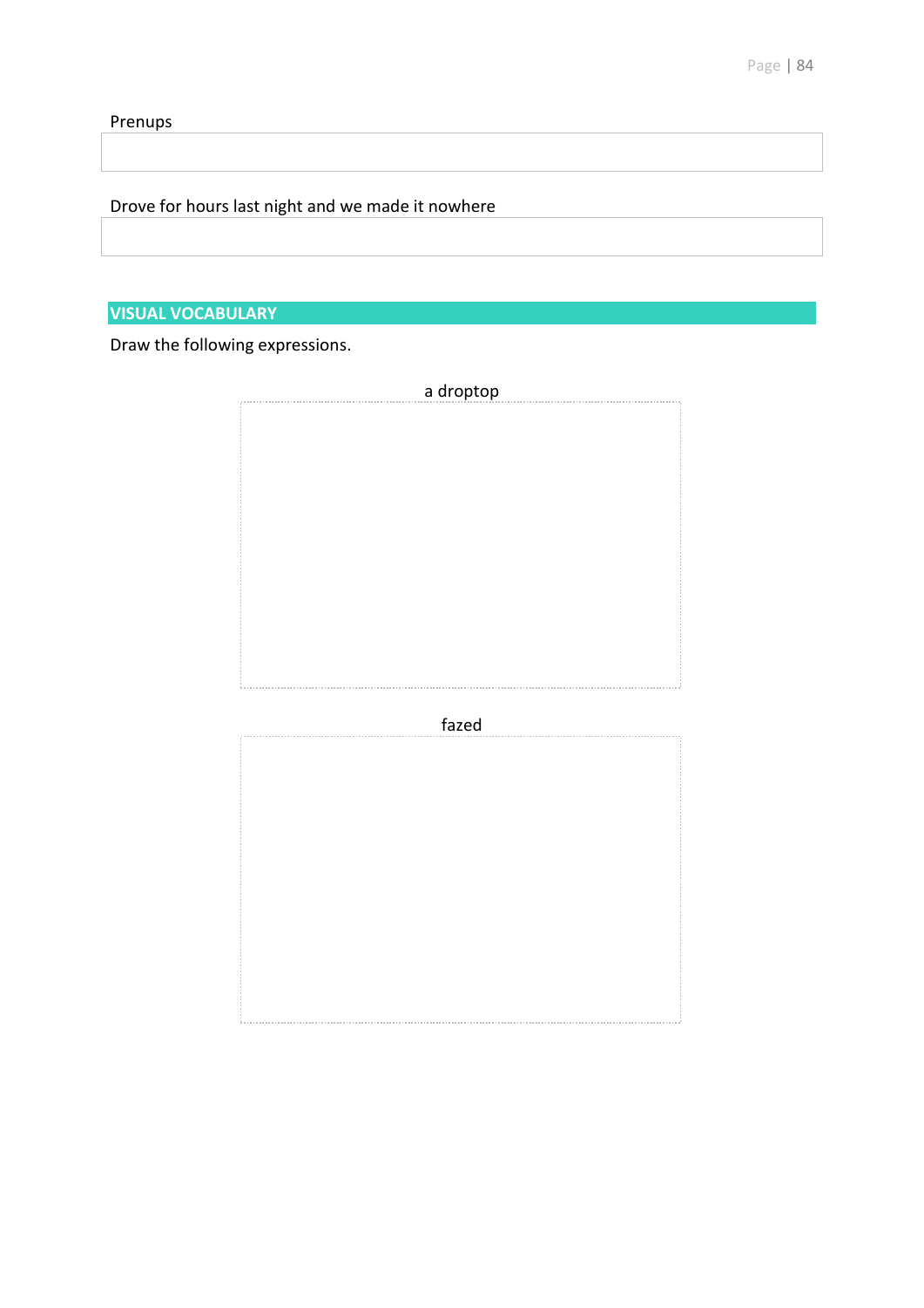Prenups

Drove for hours last night and we made it nowhere

## VISUAL VOCABULARY

Draw the following expressions.

a droptop

fazed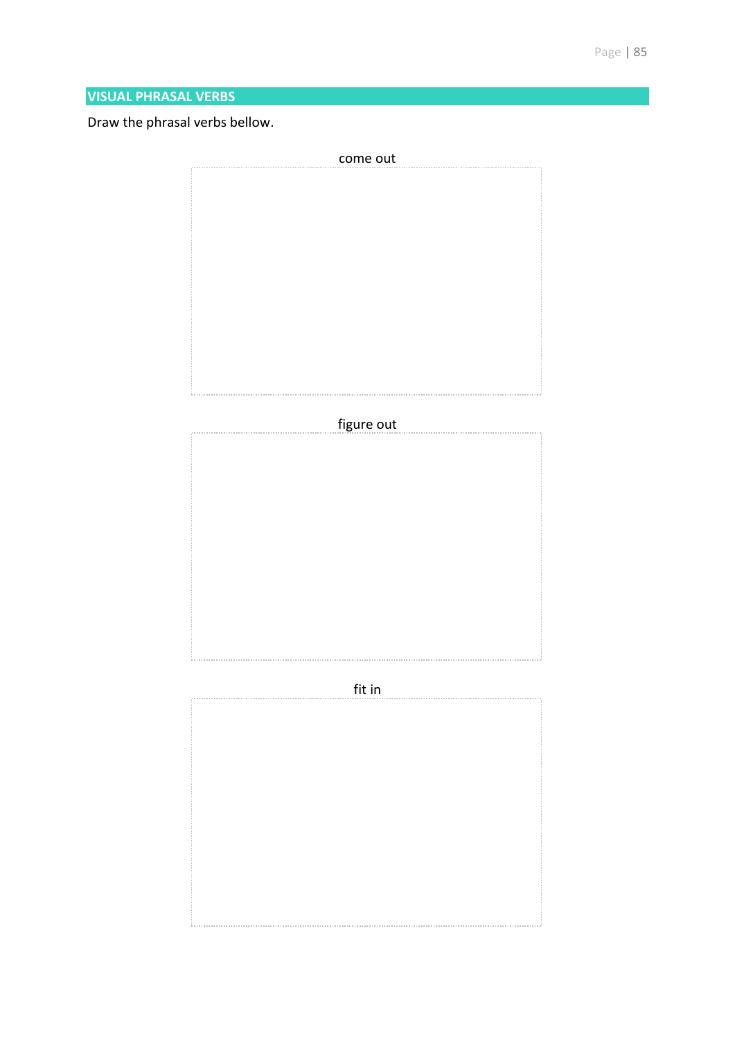## VISUAL PHRASAL VERBS

Draw the phrasal verbs bellow.

come out

figure out

fit in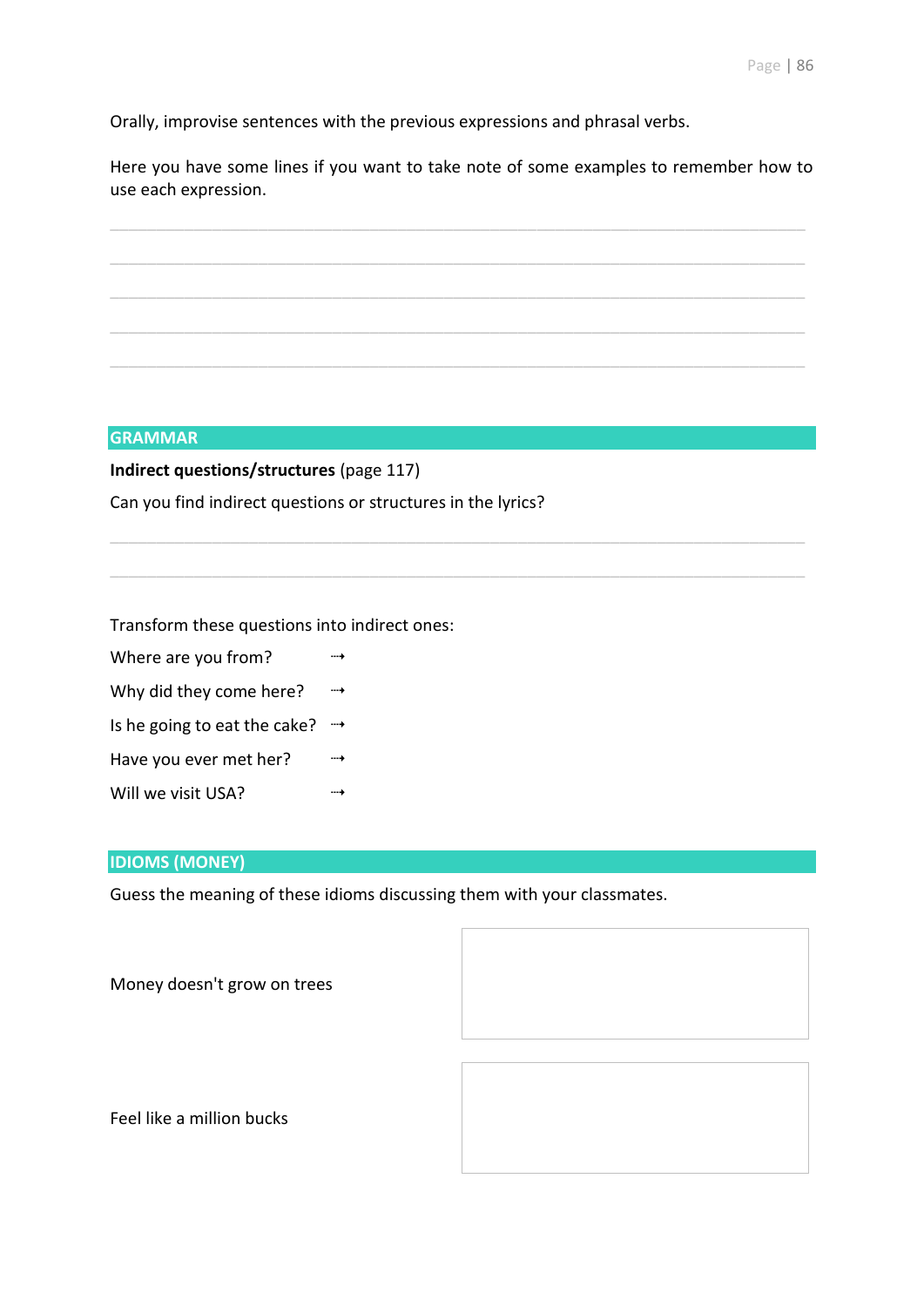Orally, improvise sentences with the previous expressions and phrasal verbs.

Here you have some lines if you want to take note of some examples to remember how to use each expression.

## GRAMMAR

**Indirect questions/structures** (page 117)

Can you find indirect questions or structures in the lyrics?

Transform these questions into indirect ones:

Where are you from? ⇢

Why did they come here? ⇢

Is he going to eat the cake? ⇢

Have you ever met her? ⇢

Will we visit USA? ⇢

## IDIOMS (MONEY)

Guess the meaning of these idioms discussing them with your classmates.

| | |
|---|---|
| Money doesn't grow on trees | |
| Feel like a million bucks | |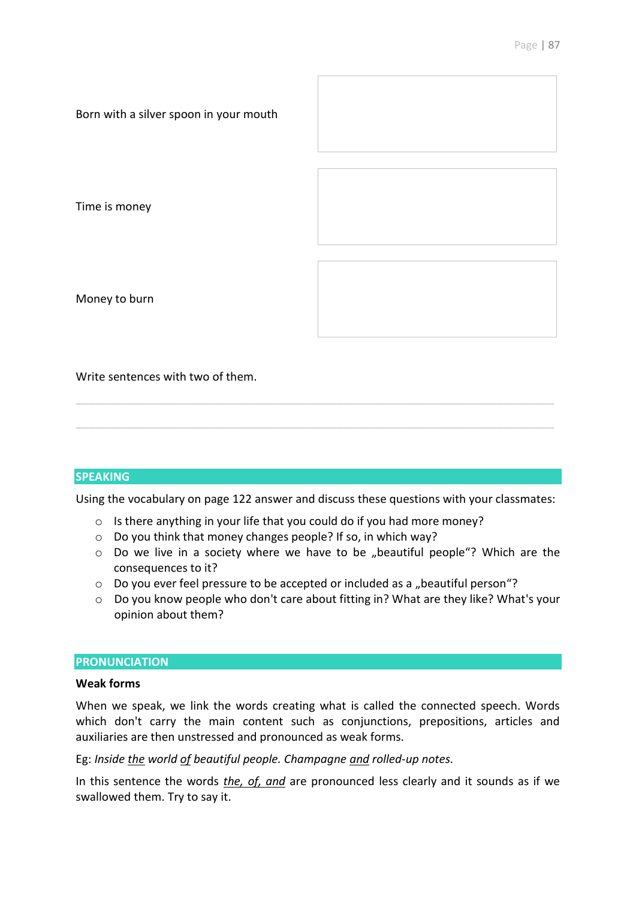| | |
|---|---|
| Born with a silver spoon in your mouth | |
| Time is money | |
| Money to burn | |

Write sentences with two of them.

______________________________________________________________________

______________________________________________________________________

## SPEAKING

Using the vocabulary on page 122 answer and discuss these questions with your classmates:

- Is there anything in your life that you could do if you had more money?
- Do you think that money changes people? If so, in which way?
- Do we live in a society where we have to be „beautiful people"? Which are the consequences to it?
- Do you ever feel pressure to be accepted or included as a „beautiful person"?
- Do you know people who don't care about fitting in? What are they like? What's your opinion about them?

## PRONUNCIATION

**Weak forms**

When we speak, we link the words creating what is called the connected speech. Words which don't carry the main content such as conjunctions, prepositions, articles and auxiliaries are then unstressed and pronounced as weak forms.

Eg: *Inside <u>the</u> world <u>of</u> beautiful people. Champagne <u>and</u> rolled-up notes.*

In this sentence the words *<u>the, of, and</u>* are pronounced less clearly and it sounds as if we swallowed them. Try to say it.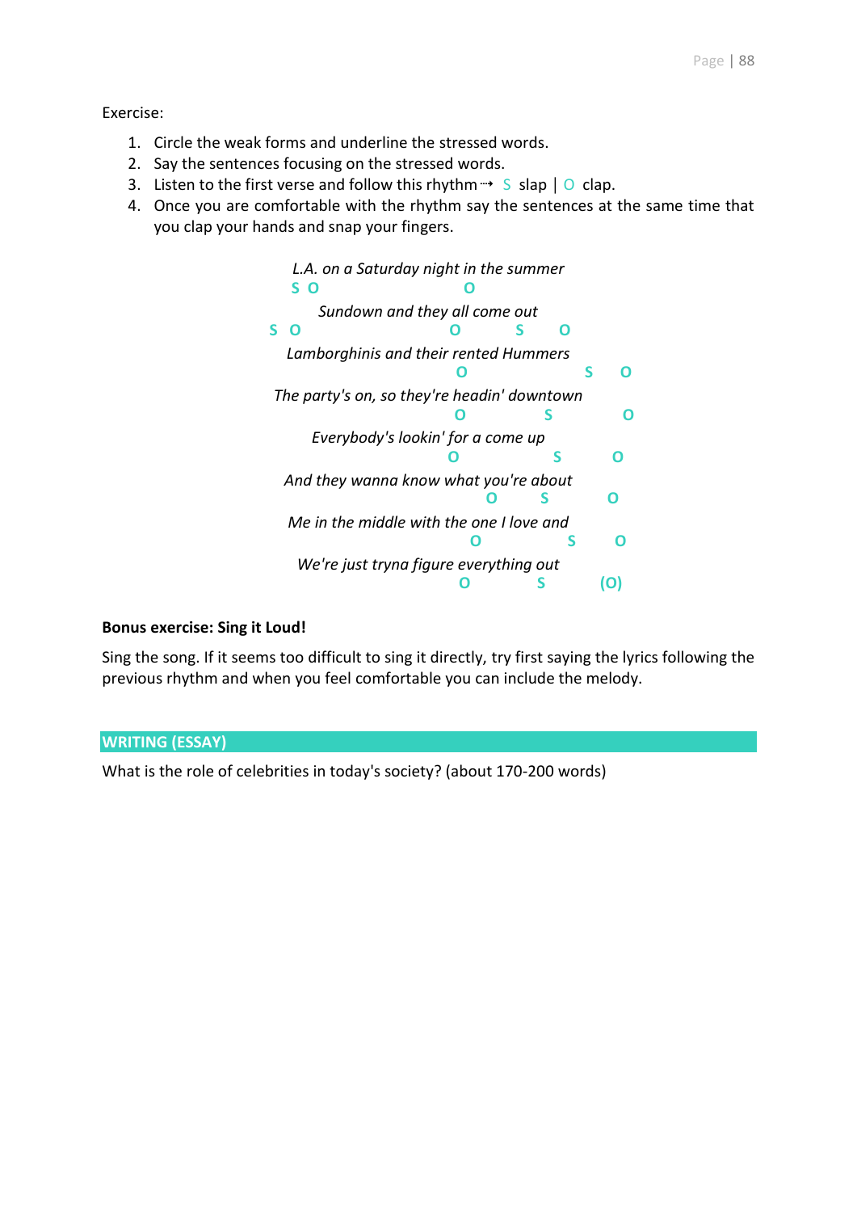Exercise:

1. Circle the weak forms and underline the stressed words.
2. Say the sentences focusing on the stressed words.
3. Listen to the first verse and follow this rhythm ⇢ S slap | O clap.
4. Once you are comfortable with the rhythm say the sentences at the same time that you clap your hands and snap your fingers.

*L.A. on a Saturday night in the summer*
S O O

*Sundown and they all come out*
S O O S O

*Lamborghinis and their rented Hummers*
O S O

*The party's on, so they're headin' downtown*
O S O

*Everybody's lookin' for a come up*
O S O

*And they wanna know what you're about*
O S O

*Me in the middle with the one I love and*
O S O

*We're just tryna figure everything out*
O S (O)

**Bonus exercise: Sing it Loud!**

Sing the song. If it seems too difficult to sing it directly, try first saying the lyrics following the previous rhythm and when you feel comfortable you can include the melody.

## WRITING (ESSAY)

What is the role of celebrities in today's society? (about 170-200 words)